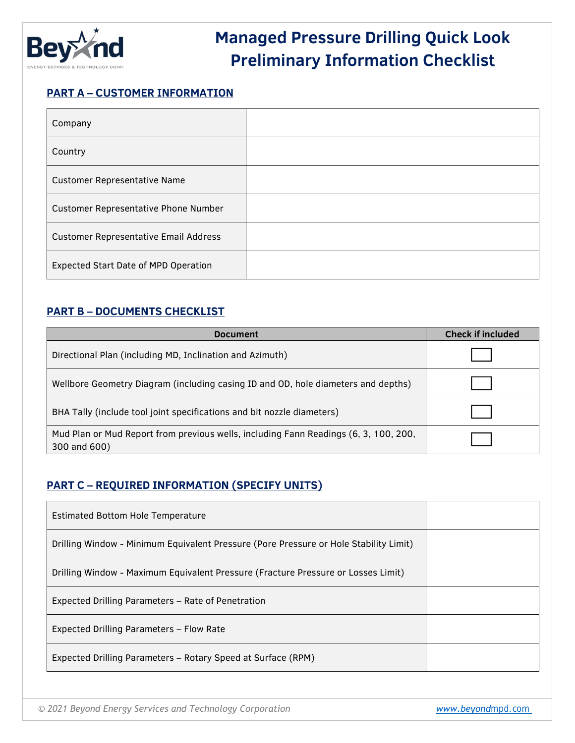# Managed Pressure Drilling Quick Look Preliminary Information Checklist

## PART A – CUSTOMER INFORMATION

| | |
|---|---|
| Company | |
| Country | |
| Customer Representative Name | |
| Customer Representative Phone Number | |
| Customer Representative Email Address | |
| Expected Start Date of MPD Operation | |

## PART B – DOCUMENTS CHECKLIST

| Document | Check if included |
|---|---|
| Directional Plan (including MD, Inclination and Azimuth) | ☐ |
| Wellbore Geometry Diagram (including casing ID and OD, hole diameters and depths) | ☐ |
| BHA Tally (include tool joint specifications and bit nozzle diameters) | ☐ |
| Mud Plan or Mud Report from previous wells, including Fann Readings (6, 3, 100, 200, 300 and 600) | ☐ |

## PART C – REQUIRED INFORMATION (SPECIFY UNITS)

| | |
|---|---|
| Estimated Bottom Hole Temperature | |
| Drilling Window - Minimum Equivalent Pressure (Pore Pressure or Hole Stability Limit) | |
| Drilling Window - Maximum Equivalent Pressure (Fracture Pressure or Losses Limit) | |
| Expected Drilling Parameters – Rate of Penetration | |
| Expected Drilling Parameters – Flow Rate | |
| Expected Drilling Parameters – Rotary Speed at Surface (RPM) | |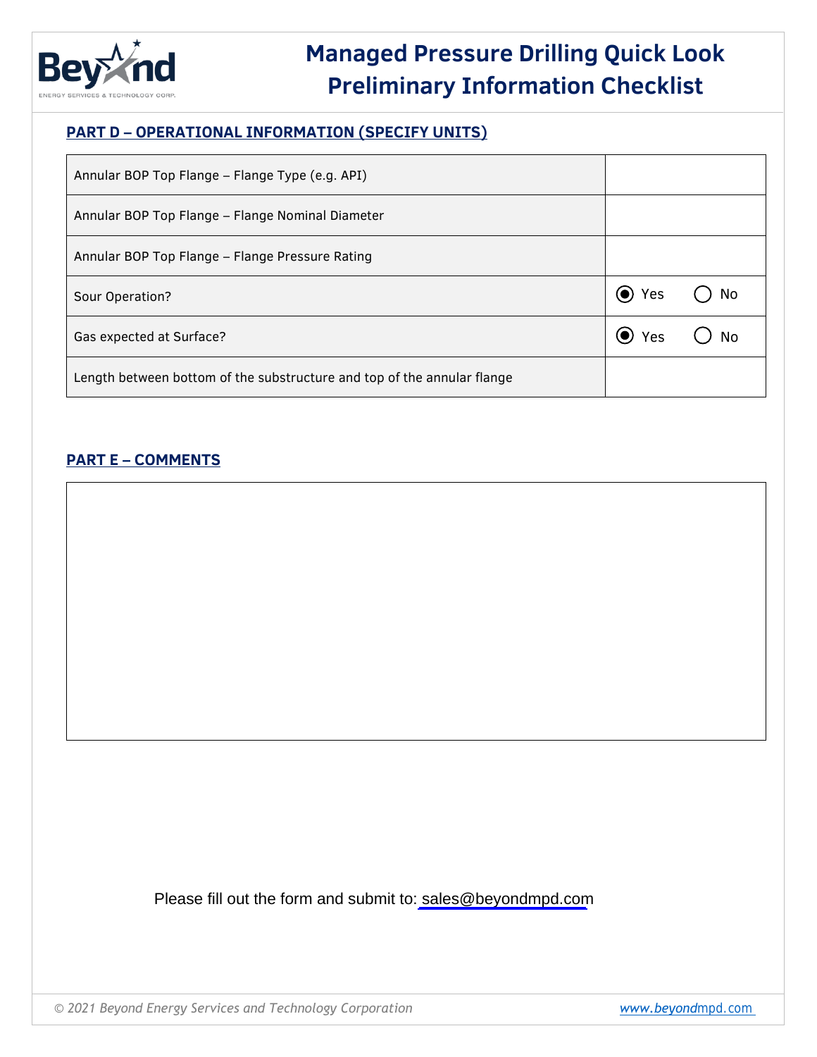## PART D – OPERATIONAL INFORMATION (SPECIFY UNITS)

| | |
|---|---|
| Annular BOP Top Flange – Flange Type (e.g. API) | |
| Annular BOP Top Flange – Flange Nominal Diameter | |
| Annular BOP Top Flange – Flange Pressure Rating | |
| Sour Operation? | ◉ Yes ○ No |
| Gas expected at Surface? | ◉ Yes ○ No |
| Length between bottom of the substructure and top of the annular flange | |

## PART E – COMMENTS

| |
|---|
| |

Please fill out the form and submit to: sales@beyondmpd.com